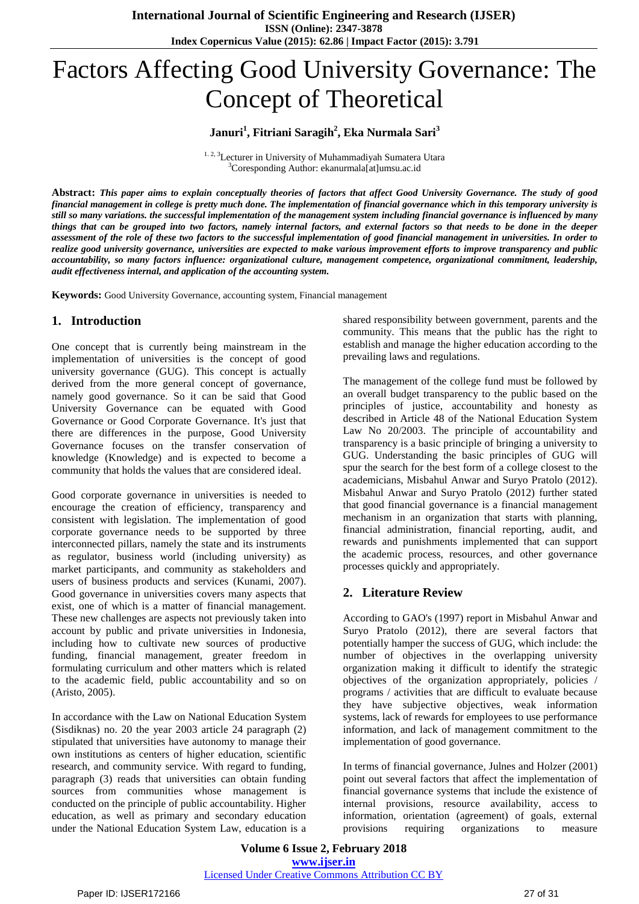# Factors Affecting Good University Governance: The Concept of Theoretical

**Januri[1], Fitriani Saragih[2], Eka Nurmala Sari[3]**

[1, 2, 3]Lecturer in University of Muhammadiyah Sumatera Utara
[3]Coresponding Author: ekanurmala[at]umsu.ac.id

**Abstract:** ***This paper aims to explain conceptually theories of factors that affect Good University Governance. The study of good financial management in college is pretty much done. The implementation of financial governance which in this temporary university is still so many variations. the successful implementation of the management system including financial governance is influenced by many things that can be grouped into two factors, namely internal factors, and external factors so that needs to be done in the deeper assessment of the role of these two factors to the successful implementation of good financial management in universities. In order to realize good university governance, universities are expected to make various improvement efforts to improve transparency and public accountability, so many factors influence: organizational culture, management competence, organizational commitment, leadership, audit effectiveness internal, and application of the accounting system.***

**Keywords:** Good University Governance, accounting system, Financial management

## 1. Introduction

One concept that is currently being mainstream in the implementation of universities is the concept of good university governance (GUG). This concept is actually derived from the more general concept of governance, namely good governance. So it can be said that Good University Governance can be equated with Good Governance or Good Corporate Governance. It's just that there are differences in the purpose, Good University Governance focuses on the transfer conservation of knowledge (Knowledge) and is expected to become a community that holds the values that are considered ideal.

Good corporate governance in universities is needed to encourage the creation of efficiency, transparency and consistent with legislation. The implementation of good corporate governance needs to be supported by three interconnected pillars, namely the state and its instruments as regulator, business world (including university) as market participants, and community as stakeholders and users of business products and services (Kunami, 2007). Good governance in universities covers many aspects that exist, one of which is a matter of financial management. These new challenges are aspects not previously taken into account by public and private universities in Indonesia, including how to cultivate new sources of productive funding, financial management, greater freedom in formulating curriculum and other matters which is related to the academic field, public accountability and so on (Aristo, 2005).

In accordance with the Law on National Education System (Sisdiknas) no. 20 the year 2003 article 24 paragraph (2) stipulated that universities have autonomy to manage their own institutions as centers of higher education, scientific research, and community service. With regard to funding, paragraph (3) reads that universities can obtain funding sources from communities whose management is conducted on the principle of public accountability. Higher education, as well as primary and secondary education under the National Education System Law, education is a shared responsibility between government, parents and the community. This means that the public has the right to establish and manage the higher education according to the prevailing laws and regulations.

The management of the college fund must be followed by an overall budget transparency to the public based on the principles of justice, accountability and honesty as described in Article 48 of the National Education System Law No 20/2003. The principle of accountability and transparency is a basic principle of bringing a university to GUG. Understanding the basic principles of GUG will spur the search for the best form of a college closest to the academicians, Misbahul Anwar and Suryo Pratolo (2012). Misbahul Anwar and Suryo Pratolo (2012) further stated that good financial governance is a financial management mechanism in an organization that starts with planning, financial administration, financial reporting, audit, and rewards and punishments implemented that can support the academic process, resources, and other governance processes quickly and appropriately.

## 2. Literature Review

According to GAO's (1997) report in Misbahul Anwar and Suryo Pratolo (2012), there are several factors that potentially hamper the success of GUG, which include: the number of objectives in the overlapping university organization making it difficult to identify the strategic objectives of the organization appropriately, policies / programs / activities that are difficult to evaluate because they have subjective objectives, weak information systems, lack of rewards for employees to use performance information, and lack of management commitment to the implementation of good governance.

In terms of financial governance, Julnes and Holzer (2001) point out several factors that affect the implementation of financial governance systems that include the existence of internal provisions, resource availability, access to information, orientation (agreement) of goals, external provisions requiring organizations to measure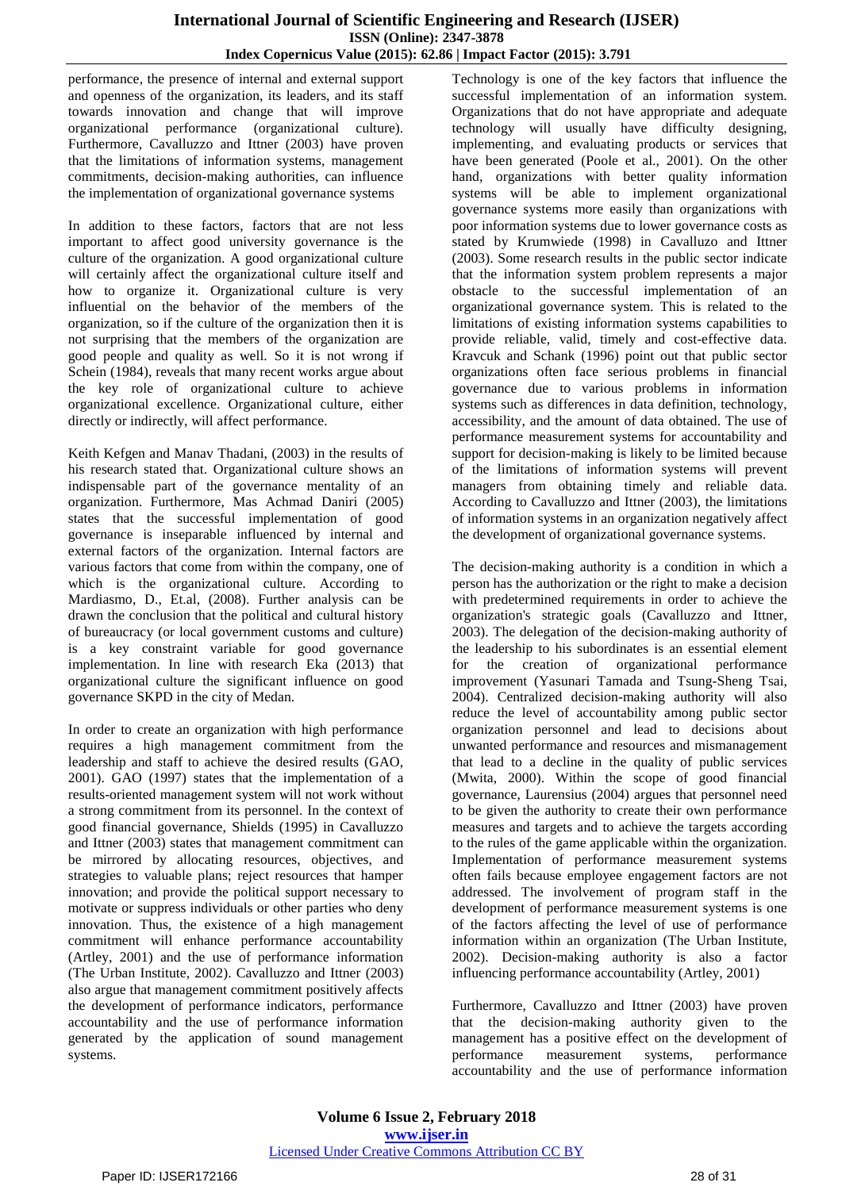performance, the presence of internal and external support and openness of the organization, its leaders, and its staff towards innovation and change that will improve organizational performance (organizational culture). Furthermore, Cavalluzzo and Ittner (2003) have proven that the limitations of information systems, management commitments, decision-making authorities, can influence the implementation of organizational governance systems

In addition to these factors, factors that are not less important to affect good university governance is the culture of the organization. A good organizational culture will certainly affect the organizational culture itself and how to organize it. Organizational culture is very influential on the behavior of the members of the organization, so if the culture of the organization then it is not surprising that the members of the organization are good people and quality as well. So it is not wrong if Schein (1984), reveals that many recent works argue about the key role of organizational culture to achieve organizational excellence. Organizational culture, either directly or indirectly, will affect performance.

Keith Kefgen and Manav Thadani, (2003) in the results of his research stated that. Organizational culture shows an indispensable part of the governance mentality of an organization. Furthermore, Mas Achmad Daniri (2005) states that the successful implementation of good governance is inseparable influenced by internal and external factors of the organization. Internal factors are various factors that come from within the company, one of which is the organizational culture. According to Mardiasmo, D., Et.al, (2008). Further analysis can be drawn the conclusion that the political and cultural history of bureaucracy (or local government customs and culture) is a key constraint variable for good governance implementation. In line with research Eka (2013) that organizational culture the significant influence on good governance SKPD in the city of Medan.

In order to create an organization with high performance requires a high management commitment from the leadership and staff to achieve the desired results (GAO, 2001). GAO (1997) states that the implementation of a results-oriented management system will not work without a strong commitment from its personnel. In the context of good financial governance, Shields (1995) in Cavalluzzo and Ittner (2003) states that management commitment can be mirrored by allocating resources, objectives, and strategies to valuable plans; reject resources that hamper innovation; and provide the political support necessary to motivate or suppress individuals or other parties who deny innovation. Thus, the existence of a high management commitment will enhance performance accountability (Artley, 2001) and the use of performance information (The Urban Institute, 2002). Cavalluzzo and Ittner (2003) also argue that management commitment positively affects the development of performance indicators, performance accountability and the use of performance information generated by the application of sound management systems.

Technology is one of the key factors that influence the successful implementation of an information system. Organizations that do not have appropriate and adequate technology will usually have difficulty designing, implementing, and evaluating products or services that have been generated (Poole et al., 2001). On the other hand, organizations with better quality information systems will be able to implement organizational governance systems more easily than organizations with poor information systems due to lower governance costs as stated by Krumwiede (1998) in Cavalluzo and Ittner (2003). Some research results in the public sector indicate that the information system problem represents a major obstacle to the successful implementation of an organizational governance system. This is related to the limitations of existing information systems capabilities to provide reliable, valid, timely and cost-effective data. Kravcuk and Schank (1996) point out that public sector organizations often face serious problems in financial governance due to various problems in information systems such as differences in data definition, technology, accessibility, and the amount of data obtained. The use of performance measurement systems for accountability and support for decision-making is likely to be limited because of the limitations of information systems will prevent managers from obtaining timely and reliable data. According to Cavalluzzo and Ittner (2003), the limitations of information systems in an organization negatively affect the development of organizational governance systems.

The decision-making authority is a condition in which a person has the authorization or the right to make a decision with predetermined requirements in order to achieve the organization's strategic goals (Cavalluzzo and Ittner, 2003). The delegation of the decision-making authority of the leadership to his subordinates is an essential element for the creation of organizational performance improvement (Yasunari Tamada and Tsung-Sheng Tsai, 2004). Centralized decision-making authority will also reduce the level of accountability among public sector organization personnel and lead to decisions about unwanted performance and resources and mismanagement that lead to a decline in the quality of public services (Mwita, 2000). Within the scope of good financial governance, Laurensius (2004) argues that personnel need to be given the authority to create their own performance measures and targets and to achieve the targets according to the rules of the game applicable within the organization. Implementation of performance measurement systems often fails because employee engagement factors are not addressed. The involvement of program staff in the development of performance measurement systems is one of the factors affecting the level of use of performance information within an organization (The Urban Institute, 2002). Decision-making authority is also a factor influencing performance accountability (Artley, 2001)

Furthermore, Cavalluzzo and Ittner (2003) have proven that the decision-making authority given to the management has a positive effect on the development of performance measurement systems, performance accountability and the use of performance information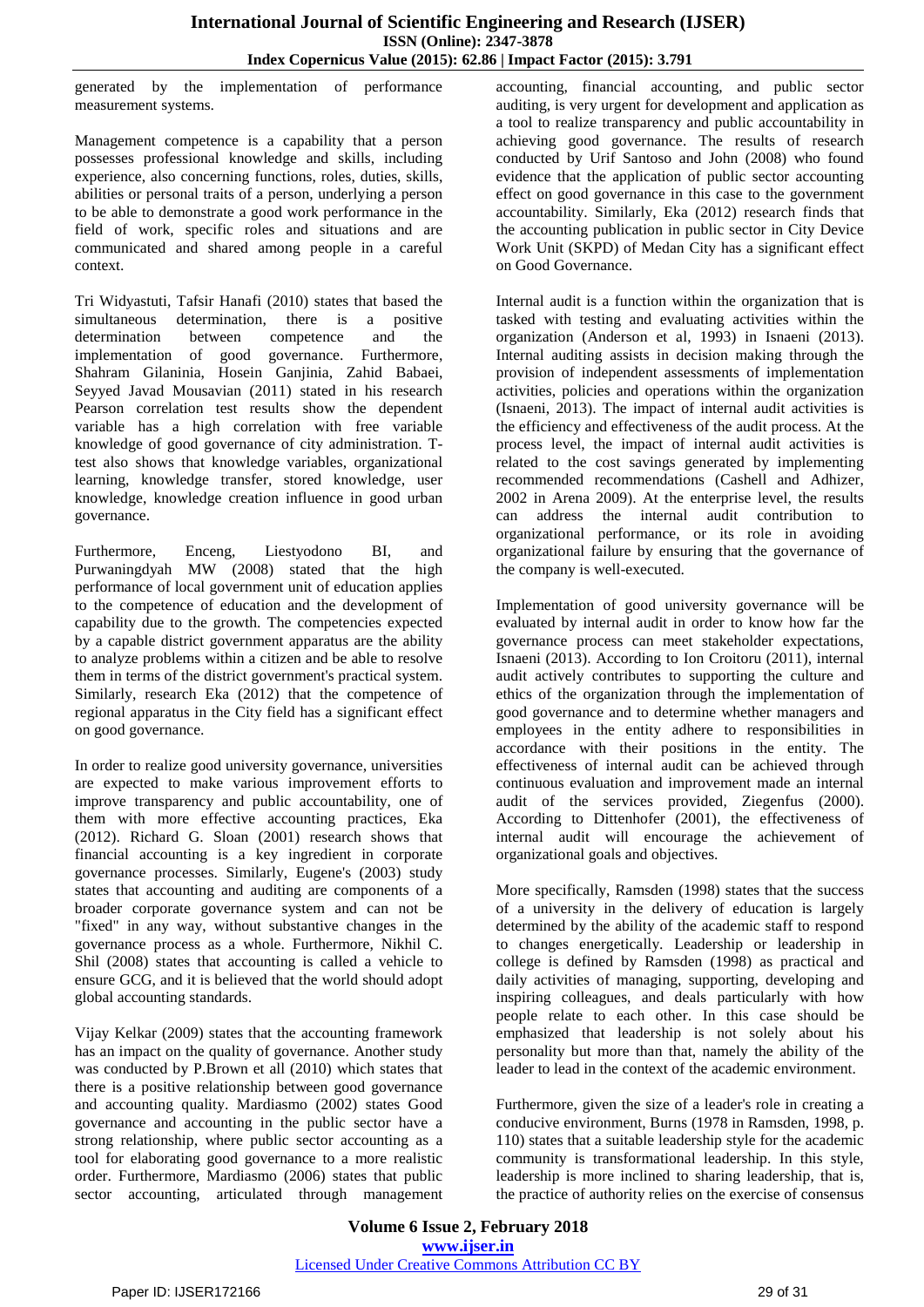generated by the implementation of performance measurement systems.

Management competence is a capability that a person possesses professional knowledge and skills, including experience, also concerning functions, roles, duties, skills, abilities or personal traits of a person, underlying a person to be able to demonstrate a good work performance in the field of work, specific roles and situations and are communicated and shared among people in a careful context.

Tri Widyastuti, Tafsir Hanafi (2010) states that based the simultaneous determination, there is a positive determination between competence and the implementation of good governance. Furthermore, Shahram Gilaninia, Hosein Ganjinia, Zahid Babaei, Seyyed Javad Mousavian (2011) stated in his research Pearson correlation test results show the dependent variable has a high correlation with free variable knowledge of good governance of city administration. T-test also shows that knowledge variables, organizational learning, knowledge transfer, stored knowledge, user knowledge, knowledge creation influence in good urban governance.

Furthermore, Enceng, Liestyodono BI, and Purwaningdyah MW (2008) stated that the high performance of local government unit of education applies to the competence of education and the development of capability due to the growth. The competencies expected by a capable district government apparatus are the ability to analyze problems within a citizen and be able to resolve them in terms of the district government's practical system. Similarly, research Eka (2012) that the competence of regional apparatus in the City field has a significant effect on good governance.

In order to realize good university governance, universities are expected to make various improvement efforts to improve transparency and public accountability, one of them with more effective accounting practices, Eka (2012). Richard G. Sloan (2001) research shows that financial accounting is a key ingredient in corporate governance processes. Similarly, Eugene's (2003) study states that accounting and auditing are components of a broader corporate governance system and can not be "fixed" in any way, without substantive changes in the governance process as a whole. Furthermore, Nikhil C. Shil (2008) states that accounting is called a vehicle to ensure GCG, and it is believed that the world should adopt global accounting standards.

Vijay Kelkar (2009) states that the accounting framework has an impact on the quality of governance. Another study was conducted by P.Brown et all (2010) which states that there is a positive relationship between good governance and accounting quality. Mardiasmo (2002) states Good governance and accounting in the public sector have a strong relationship, where public sector accounting as a tool for elaborating good governance to a more realistic order. Furthermore, Mardiasmo (2006) states that public sector accounting, articulated through management accounting, financial accounting, and public sector auditing, is very urgent for development and application as a tool to realize transparency and public accountability in achieving good governance. The results of research conducted by Urif Santoso and John (2008) who found evidence that the application of public sector accounting effect on good governance in this case to the government accountability. Similarly, Eka (2012) research finds that the accounting publication in public sector in City Device Work Unit (SKPD) of Medan City has a significant effect on Good Governance.

Internal audit is a function within the organization that is tasked with testing and evaluating activities within the organization (Anderson et al, 1993) in Isnaeni (2013). Internal auditing assists in decision making through the provision of independent assessments of implementation activities, policies and operations within the organization (Isnaeni, 2013). The impact of internal audit activities is the efficiency and effectiveness of the audit process. At the process level, the impact of internal audit activities is related to the cost savings generated by implementing recommended recommendations (Cashell and Adhizer, 2002 in Arena 2009). At the enterprise level, the results can address the internal audit contribution to organizational performance, or its role in avoiding organizational failure by ensuring that the governance of the company is well-executed.

Implementation of good university governance will be evaluated by internal audit in order to know how far the governance process can meet stakeholder expectations, Isnaeni (2013). According to Ion Croitoru (2011), internal audit actively contributes to supporting the culture and ethics of the organization through the implementation of good governance and to determine whether managers and employees in the entity adhere to responsibilities in accordance with their positions in the entity. The effectiveness of internal audit can be achieved through continuous evaluation and improvement made an internal audit of the services provided, Ziegenfus (2000). According to Dittenhofer (2001), the effectiveness of internal audit will encourage the achievement of organizational goals and objectives.

More specifically, Ramsden (1998) states that the success of a university in the delivery of education is largely determined by the ability of the academic staff to respond to changes energetically. Leadership or leadership in college is defined by Ramsden (1998) as practical and daily activities of managing, supporting, developing and inspiring colleagues, and deals particularly with how people relate to each other. In this case should be emphasized that leadership is not solely about his personality but more than that, namely the ability of the leader to lead in the context of the academic environment.

Furthermore, given the size of a leader's role in creating a conducive environment, Burns (1978 in Ramsden, 1998, p. 110) states that a suitable leadership style for the academic community is transformational leadership. In this style, leadership is more inclined to sharing leadership, that is, the practice of authority relies on the exercise of consensus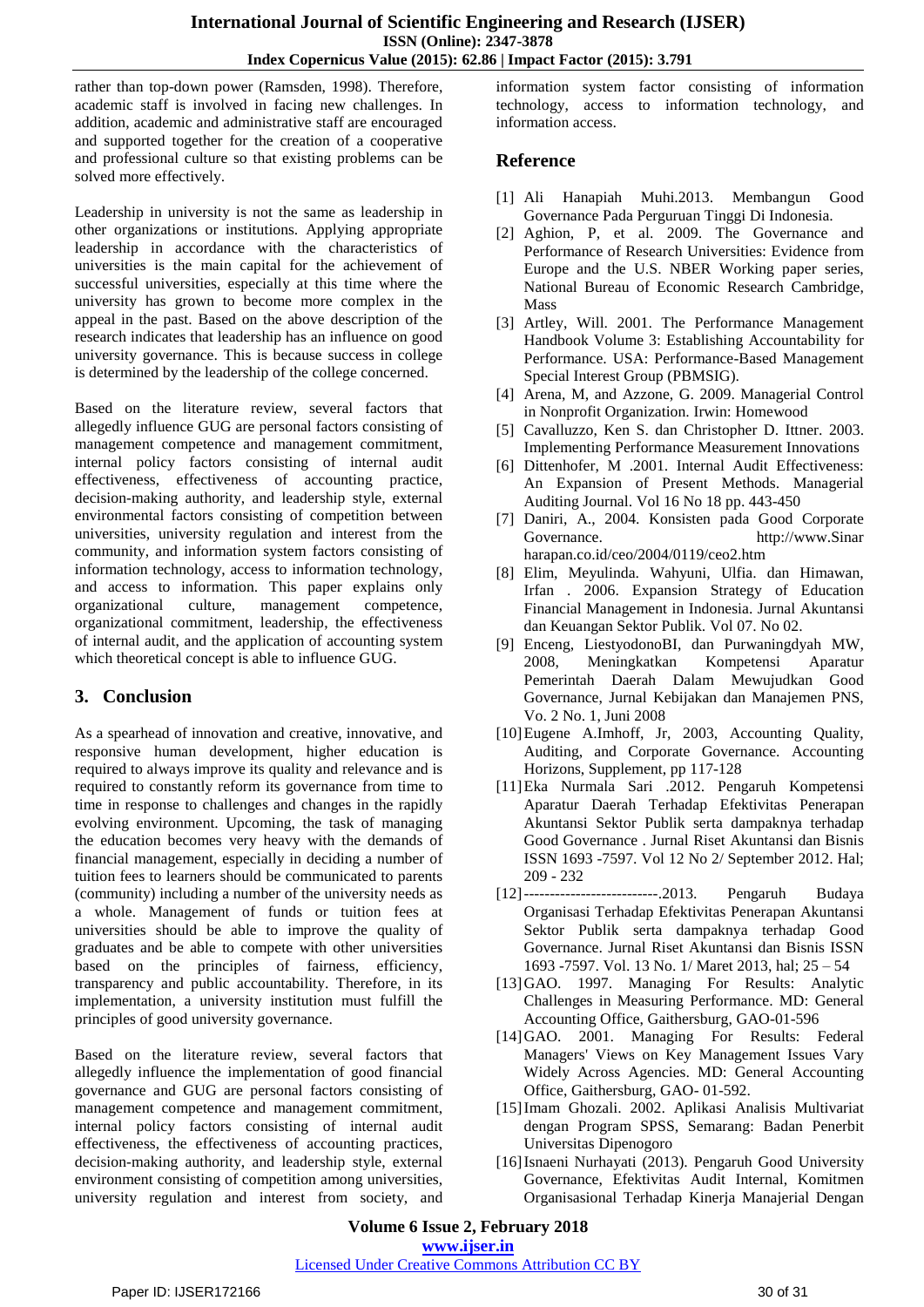rather than top-down power (Ramsden, 1998). Therefore, academic staff is involved in facing new challenges. In addition, academic and administrative staff are encouraged and supported together for the creation of a cooperative and professional culture so that existing problems can be solved more effectively.

Leadership in university is not the same as leadership in other organizations or institutions. Applying appropriate leadership in accordance with the characteristics of universities is the main capital for the achievement of successful universities, especially at this time where the university has grown to become more complex in the appeal in the past. Based on the above description of the research indicates that leadership has an influence on good university governance. This is because success in college is determined by the leadership of the college concerned.

Based on the literature review, several factors that allegedly influence GUG are personal factors consisting of management competence and management commitment, internal policy factors consisting of internal audit effectiveness, effectiveness of accounting practice, decision-making authority, and leadership style, external environmental factors consisting of competition between universities, university regulation and interest from the community, and information system factors consisting of information technology, access to information technology, and access to information. This paper explains only organizational culture, management competence, organizational commitment, leadership, the effectiveness of internal audit, and the application of accounting system which theoretical concept is able to influence GUG.

## 3. Conclusion

As a spearhead of innovation and creative, innovative, and responsive human development, higher education is required to always improve its quality and relevance and is required to constantly reform its governance from time to time in response to challenges and changes in the rapidly evolving environment. Upcoming, the task of managing the education becomes very heavy with the demands of financial management, especially in deciding a number of tuition fees to learners should be communicated to parents (community) including a number of the university needs as a whole. Management of funds or tuition fees at universities should be able to improve the quality of graduates and be able to compete with other universities based on the principles of fairness, efficiency, transparency and public accountability. Therefore, in its implementation, a university institution must fulfill the principles of good university governance.

Based on the literature review, several factors that allegedly influence the implementation of good financial governance and GUG are personal factors consisting of management competence and management commitment, internal policy factors consisting of internal audit effectiveness, the effectiveness of accounting practices, decision-making authority, and leadership style, external environment consisting of competition among universities, university regulation and interest from society, and information system factor consisting of information technology, access to information technology, and information access.

## Reference

[1] Ali Hanapiah Muhi.2013. Membangun Good Governance Pada Perguruan Tinggi Di Indonesia.

[2] Aghion, P, et al. 2009. The Governance and Performance of Research Universities: Evidence from Europe and the U.S. NBER Working paper series, National Bureau of Economic Research Cambridge, Mass

[3] Artley, Will. 2001. The Performance Management Handbook Volume 3: Establishing Accountability for Performance. USA: Performance-Based Management Special Interest Group (PBMSIG).

[4] Arena, M, and Azzone, G. 2009. Managerial Control in Nonprofit Organization. Irwin: Homewood

[5] Cavalluzzo, Ken S. dan Christopher D. Ittner. 2003. Implementing Performance Measurement Innovations

[6] Dittenhofer, M .2001. Internal Audit Effectiveness: An Expansion of Present Methods. Managerial Auditing Journal. Vol 16 No 18 pp. 443-450

[7] Daniri, A., 2004. Konsisten pada Good Corporate Governance. http://www.Sinarharapan.co.id/ceo/2004/0119/ceo2.htm

[8] Elim, Meyulinda. Wahyuni, Ulfia. dan Himawan, Irfan . 2006. Expansion Strategy of Education Financial Management in Indonesia. Jurnal Akuntansi dan Keuangan Sektor Publik. Vol 07. No 02.

[9] Enceng, LiestyodonoBI, dan Purwaningdyah MW, 2008, Meningkatkan Kompetensi Aparatur Pemerintah Daerah Dalam Mewujudkan Good Governance, Jurnal Kebijakan dan Manajemen PNS, Vo. 2 No. 1, Juni 2008

[10] Eugene A.Imhoff, Jr, 2003, Accounting Quality, Auditing, and Corporate Governance. Accounting Horizons, Supplement, pp 117-128

[11] Eka Nurmala Sari .2012. Pengaruh Kompetensi Aparatur Daerah Terhadap Efektivitas Penerapan Akuntansi Sektor Publik serta dampaknya terhadap Good Governance . Jurnal Riset Akuntansi dan Bisnis ISSN 1693 -7597. Vol 12 No 2/ September 2012. Hal; 209 - 232

[12] --------------------------.2013. Pengaruh Budaya Organisasi Terhadap Efektivitas Penerapan Akuntansi Sektor Publik serta dampaknya terhadap Good Governance. Jurnal Riset Akuntansi dan Bisnis ISSN 1693 -7597. Vol. 13 No. 1/ Maret 2013, hal; 25 – 54

[13] GAO. 1997. Managing For Results: Analytic Challenges in Measuring Performance. MD: General Accounting Office, Gaithersburg, GAO-01-596

[14] GAO. 2001. Managing For Results: Federal Managers' Views on Key Management Issues Vary Widely Across Agencies. MD: General Accounting Office, Gaithersburg, GAO- 01-592.

[15] Imam Ghozali. 2002. Aplikasi Analisis Multivariat dengan Program SPSS, Semarang: Badan Penerbit Universitas Dipenogoro

[16] Isnaeni Nurhayati (2013). Pengaruh Good University Governance, Efektivitas Audit Internal, Komitmen Organisasional Terhadap Kinerja Manajerial Dengan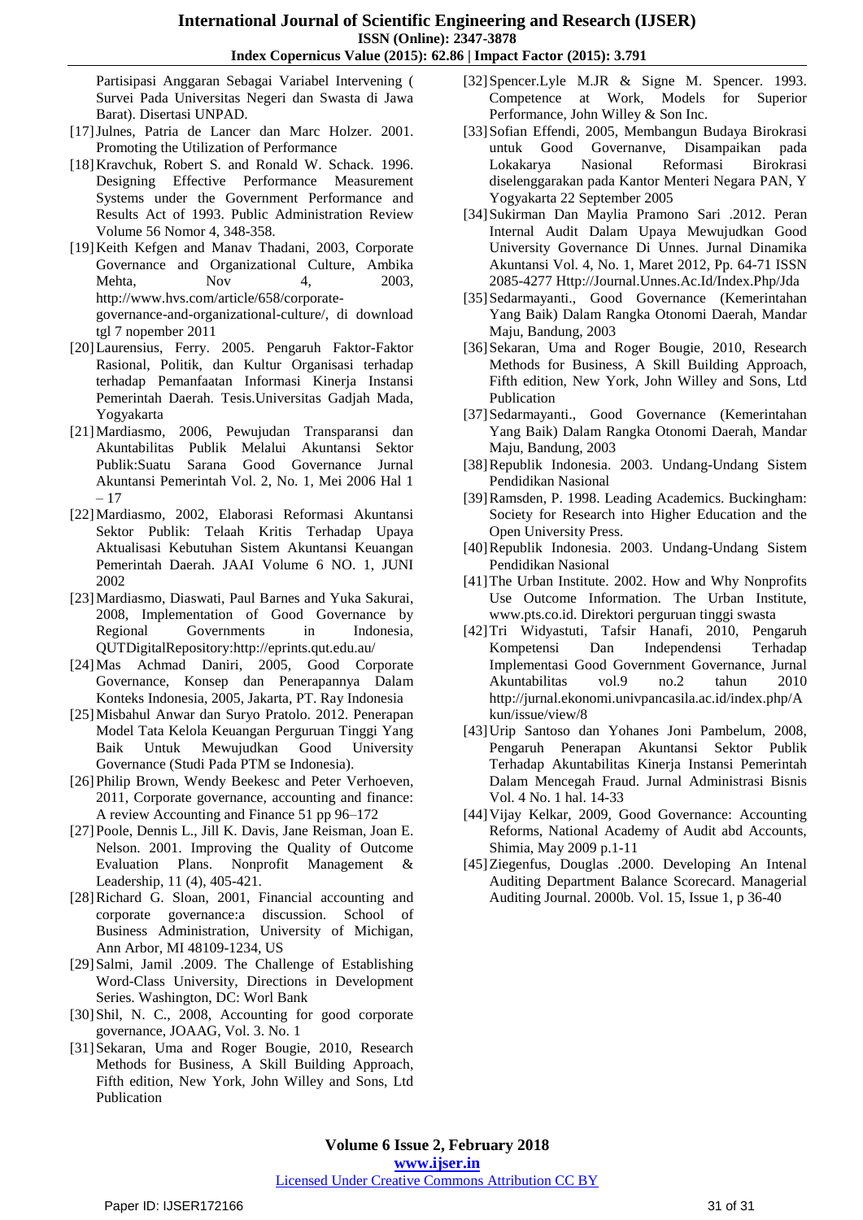Partisipasi Anggaran Sebagai Variabel Intervening ( Survei Pada Universitas Negeri dan Swasta di Jawa Barat). Disertasi UNPAD.

[17] Julnes, Patria de Lancer dan Marc Holzer. 2001. Promoting the Utilization of Performance

[18] Kravchuk, Robert S. and Ronald W. Schack. 1996. Designing Effective Performance Measurement Systems under the Government Performance and Results Act of 1993. Public Administration Review Volume 56 Nomor 4, 348-358.

[19] Keith Kefgen and Manav Thadani, 2003, Corporate Governance and Organizational Culture, Ambika Mehta, Nov 4, 2003, http://www.hvs.com/article/658/corporate-governance-and-organizational-culture/, di download tgl 7 nopember 2011

[20] Laurensius, Ferry. 2005. Pengaruh Faktor-Faktor Rasional, Politik, dan Kultur Organisasi terhadap terhadap Pemanfaatan Informasi Kinerja Instansi Pemerintah Daerah. Tesis.Universitas Gadjah Mada, Yogyakarta

[21] Mardiasmo, 2006, Pewujudan Transparansi dan Akuntabilitas Publik Melalui Akuntansi Sektor Publik:Suatu Sarana Good Governance Jurnal Akuntansi Pemerintah Vol. 2, No. 1, Mei 2006 Hal 1 – 17

[22] Mardiasmo, 2002, Elaborasi Reformasi Akuntansi Sektor Publik: Telaah Kritis Terhadap Upaya Aktualisasi Kebutuhan Sistem Akuntansi Keuangan Pemerintah Daerah. JAAI Volume 6 NO. 1, JUNI 2002

[23] Mardiasmo, Diaswati, Paul Barnes and Yuka Sakurai, 2008, Implementation of Good Governance by Regional Governments in Indonesia, QUTDigitalRepository:http://eprints.qut.edu.au/

[24] Mas Achmad Daniri, 2005, Good Corporate Governance, Konsep dan Penerapannya Dalam Konteks Indonesia, 2005, Jakarta, PT. Ray Indonesia

[25] Misbahul Anwar dan Suryo Pratolo. 2012. Penerapan Model Tata Kelola Keuangan Perguruan Tinggi Yang Baik Untuk Mewujudkan Good University Governance (Studi Pada PTM se Indonesia).

[26] Philip Brown, Wendy Beekesc and Peter Verhoeven, 2011, Corporate governance, accounting and finance: A review Accounting and Finance 51 pp 96–172

[27] Poole, Dennis L., Jill K. Davis, Jane Reisman, Joan E. Nelson. 2001. Improving the Quality of Outcome Evaluation Plans. Nonprofit Management & Leadership, 11 (4), 405-421.

[28] Richard G. Sloan, 2001, Financial accounting and corporate governance:a discussion. School of Business Administration, University of Michigan, Ann Arbor, MI 48109-1234, US

[29] Salmi, Jamil .2009. The Challenge of Establishing Word-Class University, Directions in Development Series. Washington, DC: Worl Bank

[30] Shil, N. C., 2008, Accounting for good corporate governance, JOAAG, Vol. 3. No. 1

[31] Sekaran, Uma and Roger Bougie, 2010, Research Methods for Business, A Skill Building Approach, Fifth edition, New York, John Willey and Sons, Ltd Publication

[32] Spencer.Lyle M.JR & Signe M. Spencer. 1993. Competence at Work, Models for Superior Performance, John Willey & Son Inc.

[33] Sofian Effendi, 2005, Membangun Budaya Birokrasi untuk Good Governanve, Disampaikan pada Lokakarya Nasional Reformasi Birokrasi diselenggarakan pada Kantor Menteri Negara PAN, Y Yogyakarta 22 September 2005

[34] Sukirman Dan Maylia Pramono Sari .2012. Peran Internal Audit Dalam Upaya Mewujudkan Good University Governance Di Unnes. Jurnal Dinamika Akuntansi Vol. 4, No. 1, Maret 2012, Pp. 64-71 ISSN 2085-4277 Http://Journal.Unnes.Ac.Id/Index.Php/Jda

[35] Sedarmayanti., Good Governance (Kemerintahan Yang Baik) Dalam Rangka Otonomi Daerah, Mandar Maju, Bandung, 2003

[36] Sekaran, Uma and Roger Bougie, 2010, Research Methods for Business, A Skill Building Approach, Fifth edition, New York, John Willey and Sons, Ltd Publication

[37] Sedarmayanti., Good Governance (Kemerintahan Yang Baik) Dalam Rangka Otonomi Daerah, Mandar Maju, Bandung, 2003

[38] Republik Indonesia. 2003. Undang-Undang Sistem Pendidikan Nasional

[39] Ramsden, P. 1998. Leading Academics. Buckingham: Society for Research into Higher Education and the Open University Press.

[40] Republik Indonesia. 2003. Undang-Undang Sistem Pendidikan Nasional

[41] The Urban Institute. 2002. How and Why Nonprofits Use Outcome Information. The Urban Institute, www.pts.co.id. Direktori perguruan tinggi swasta

[42] Tri Widyastuti, Tafsir Hanafi, 2010, Pengaruh Kompetensi Dan Independensi Terhadap Implementasi Good Government Governance, Jurnal Akuntabilitas vol.9 no.2 tahun 2010 http://jurnal.ekonomi.univpancasila.ac.id/index.php/Akun/issue/view/8

[43] Urip Santoso dan Yohanes Joni Pambelum, 2008, Pengaruh Penerapan Akuntansi Sektor Publik Terhadap Akuntabilitas Kinerja Instansi Pemerintah Dalam Mencegah Fraud. Jurnal Administrasi Bisnis Vol. 4 No. 1 hal. 14-33

[44] Vijay Kelkar, 2009, Good Governance: Accounting Reforms, National Academy of Audit abd Accounts, Shimia, May 2009 p.1-11

[45] Ziegenfus, Douglas .2000. Developing An Intenal Auditing Department Balance Scorecard. Managerial Auditing Journal. 2000b. Vol. 15, Issue 1, p 36-40